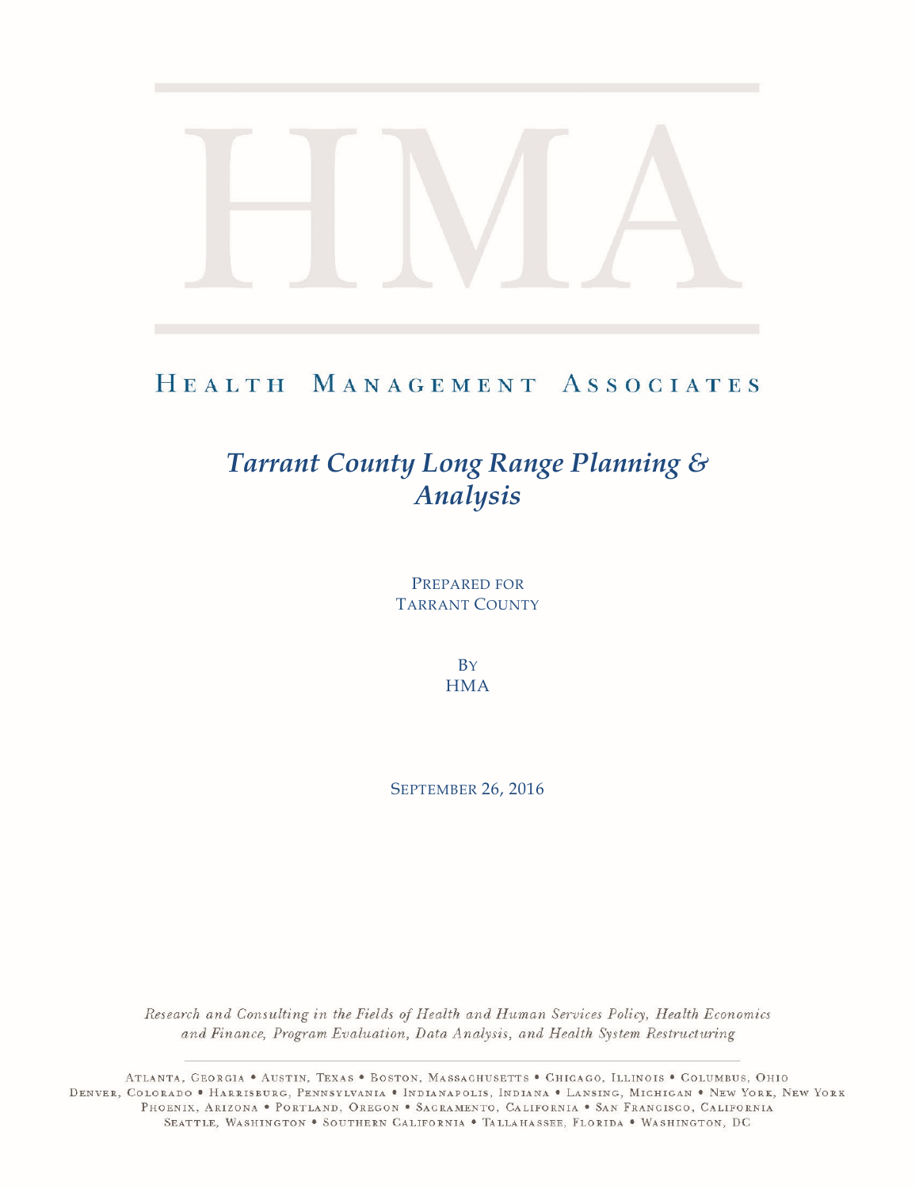# HMA

## Health Management Associates

# *Tarrant County Long Range Planning & Analysis*

Prepared for
Tarrant County

By
HMA

September 26, 2016

*Research and Consulting in the Fields of Health and Human Services Policy, Health Economics and Finance, Program Evaluation, Data Analysis, and Health System Restructuring*

Atlanta, Georgia • Austin, Texas • Boston, Massachusetts • Chicago, Illinois • Columbus, Ohio
Denver, Colorado • Harrisburg, Pennsylvania • Indianapolis, Indiana • Lansing, Michigan • New York, New York
Phoenix, Arizona • Portland, Oregon • Sacramento, California • San Francisco, California
Seattle, Washington • Southern California • Tallahassee, Florida • Washington, DC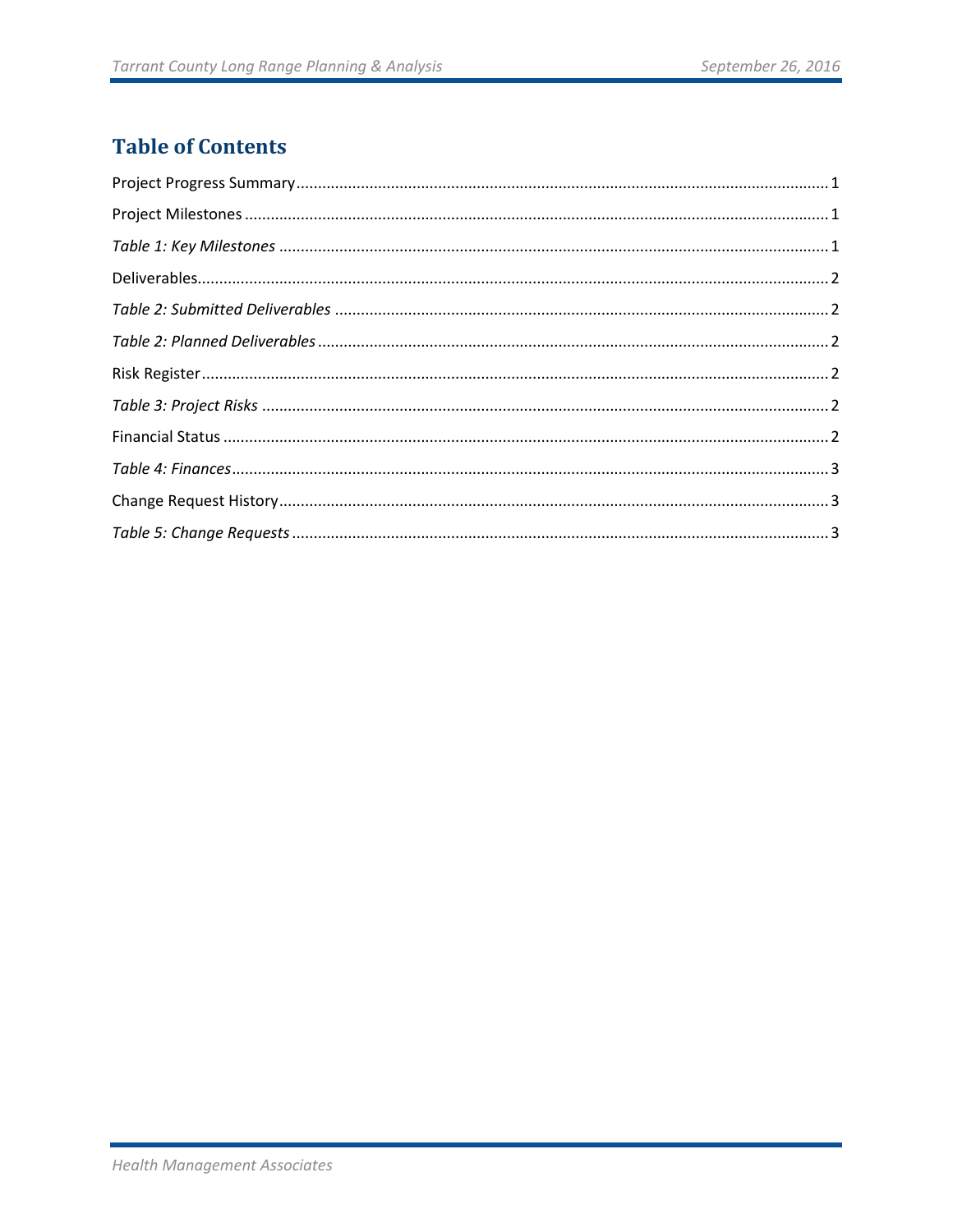## Table of Contents

Project Progress Summary .......... 1

Project Milestones .......... 1

*Table 1: Key Milestones* .......... 1

Deliverables .......... 2

*Table 2: Submitted Deliverables* .......... 2

*Table 2: Planned Deliverables* .......... 2

Risk Register .......... 2

*Table 3: Project Risks* .......... 2

Financial Status .......... 2

*Table 4: Finances* .......... 3

Change Request History .......... 3

*Table 5: Change Requests* .......... 3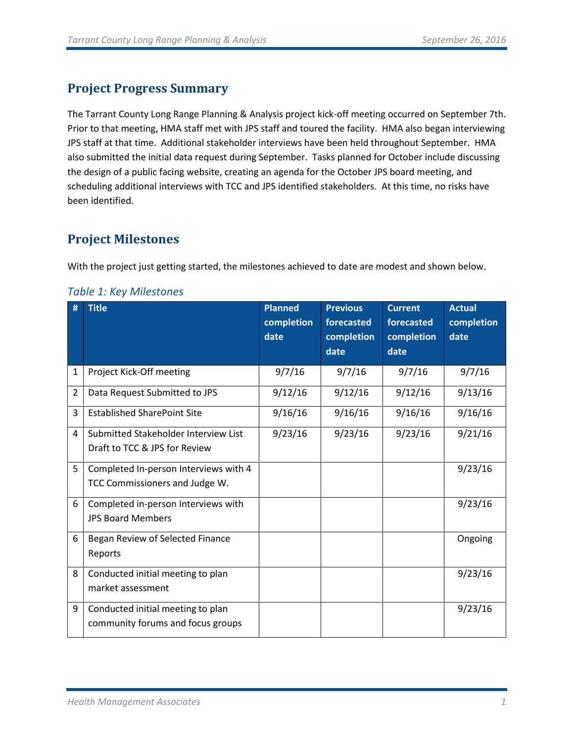## Project Progress Summary

The Tarrant County Long Range Planning & Analysis project kick-off meeting occurred on September 7th. Prior to that meeting, HMA staff met with JPS staff and toured the facility. HMA also began interviewing JPS staff at that time. Additional stakeholder interviews have been held throughout September. HMA also submitted the initial data request during September. Tasks planned for October include discussing the design of a public facing website, creating an agenda for the October JPS board meeting, and scheduling additional interviews with TCC and JPS identified stakeholders. At this time, no risks have been identified.

## Project Milestones

With the project just getting started, the milestones achieved to date are modest and shown below.

*Table 1: Key Milestones*

| # | Title | Planned completion date | Previous forecasted completion date | Current forecasted completion date | Actual completion date |
|---|---|---|---|---|---|
| 1 | Project Kick-Off meeting | 9/7/16 | 9/7/16 | 9/7/16 | 9/7/16 |
| 2 | Data Request Submitted to JPS | 9/12/16 | 9/12/16 | 9/12/16 | 9/13/16 |
| 3 | Established SharePoint Site | 9/16/16 | 9/16/16 | 9/16/16 | 9/16/16 |
| 4 | Submitted Stakeholder Interview List Draft to TCC & JPS for Review | 9/23/16 | 9/23/16 | 9/23/16 | 9/21/16 |
| 5 | Completed In-person Interviews with 4 TCC Commissioners and Judge W. | | | | 9/23/16 |
| 6 | Completed in-person Interviews with JPS Board Members | | | | 9/23/16 |
| 6 | Began Review of Selected Finance Reports | | | | Ongoing |
| 8 | Conducted initial meeting to plan market assessment | | | | 9/23/16 |
| 9 | Conducted initial meeting to plan community forums and focus groups | | | | 9/23/16 |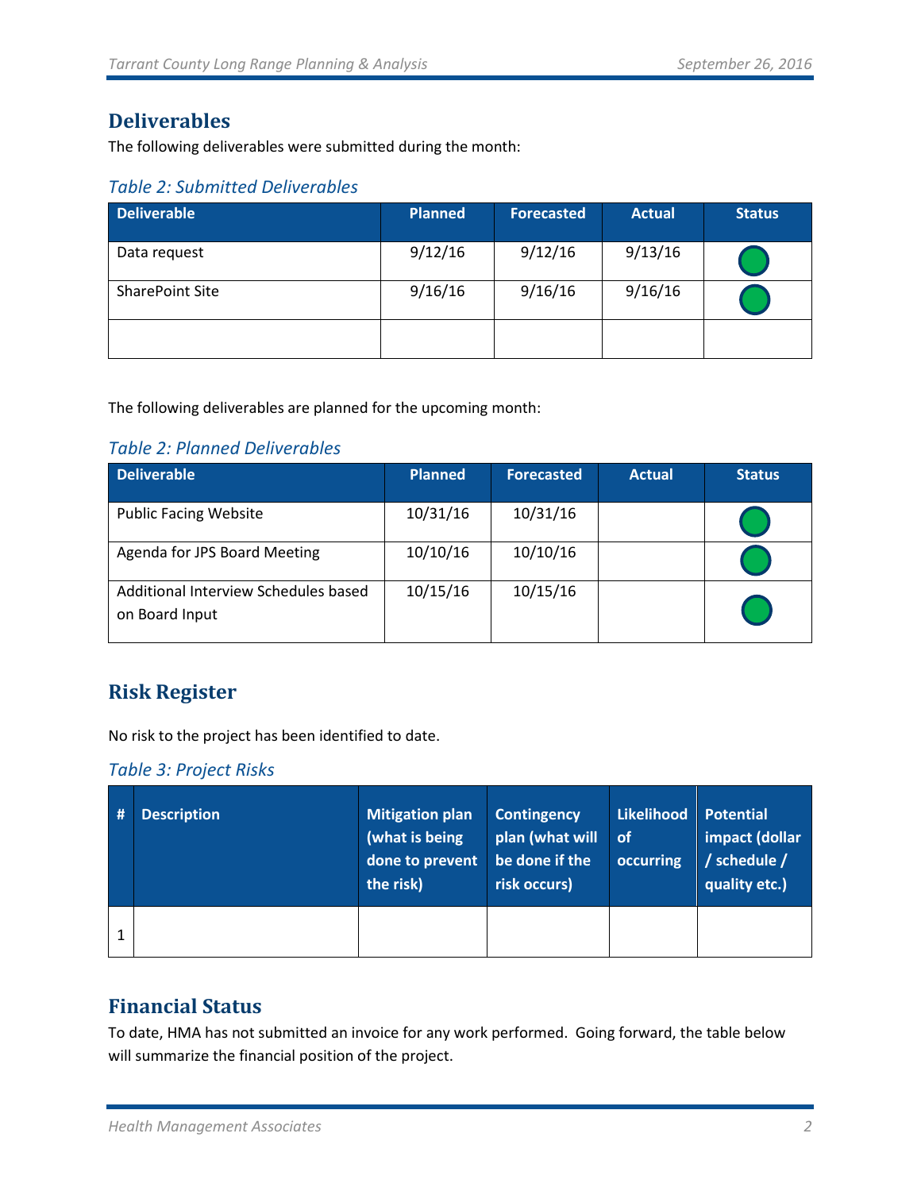## Deliverables

The following deliverables were submitted during the month:

*Table 2: Submitted Deliverables*

| Deliverable | Planned | Forecasted | Actual | Status |
|---|---|---|---|---|
| Data request | 9/12/16 | 9/12/16 | 9/13/16 | 🟢 |
| SharePoint Site | 9/16/16 | 9/16/16 | 9/16/16 | 🟢 |
| | | | | |

The following deliverables are planned for the upcoming month:

*Table 2: Planned Deliverables*

| Deliverable | Planned | Forecasted | Actual | Status |
|---|---|---|---|---|
| Public Facing Website | 10/31/16 | 10/31/16 | | 🟢 |
| Agenda for JPS Board Meeting | 10/10/16 | 10/10/16 | | 🟢 |
| Additional Interview Schedules based on Board Input | 10/15/16 | 10/15/16 | | 🟢 |

## Risk Register

No risk to the project has been identified to date.

*Table 3: Project Risks*

| # | Description | Mitigation plan (what is being done to prevent the risk) | Contingency plan (what will be done if the risk occurs) | Likelihood of occurring | Potential impact (dollar / schedule / quality etc.) |
|---|---|---|---|---|---|
| 1 | | | | | |

## Financial Status

To date, HMA has not submitted an invoice for any work performed. Going forward, the table below will summarize the financial position of the project.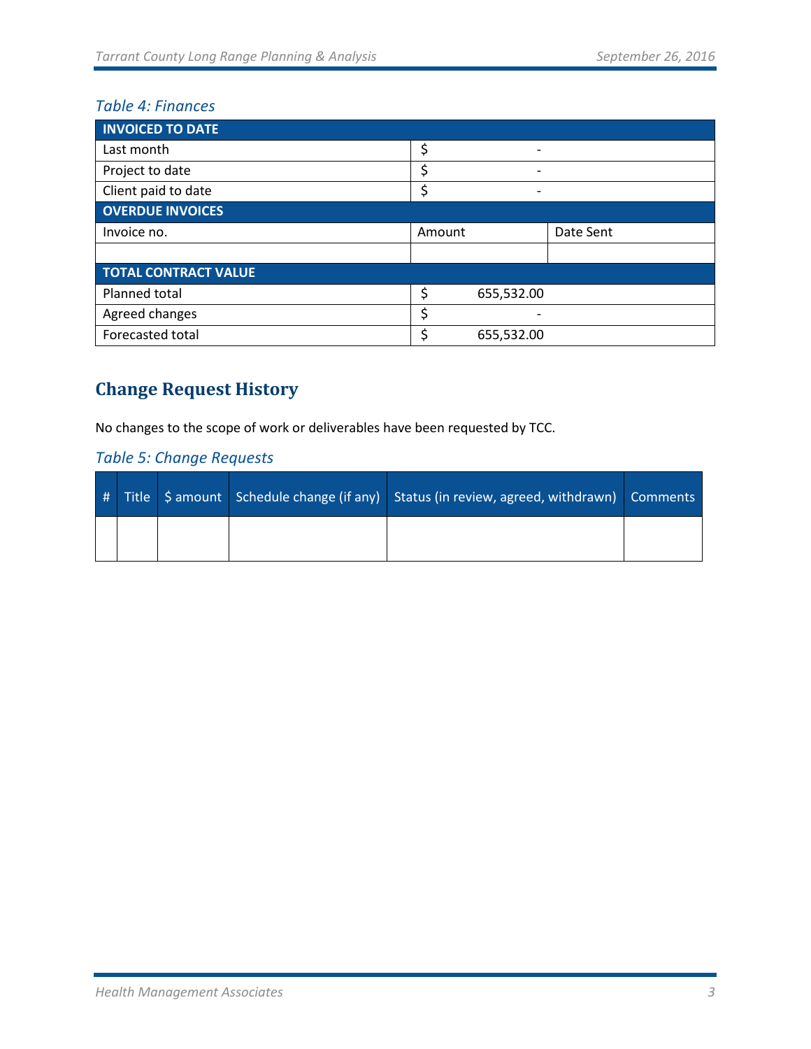*Table 4: Finances*

| INVOICED TO DATE | | |
|---|---|---|
| Last month | $ - | |
| Project to date | $ - | |
| Client paid to date | $ - | |
| **OVERDUE INVOICES** | | |
| Invoice no. | Amount | Date Sent |
| | | |
| **TOTAL CONTRACT VALUE** | | |
| Planned total | $ 655,532.00 | |
| Agreed changes | $ - | |
| Forecasted total | $ 655,532.00 | |

## Change Request History

No changes to the scope of work or deliverables have been requested by TCC.

*Table 5: Change Requests*

| # | Title | $ amount | Schedule change (if any) | Status (in review, agreed, withdrawn) | Comments |
|---|---|---|---|---|---|
| | | | | | |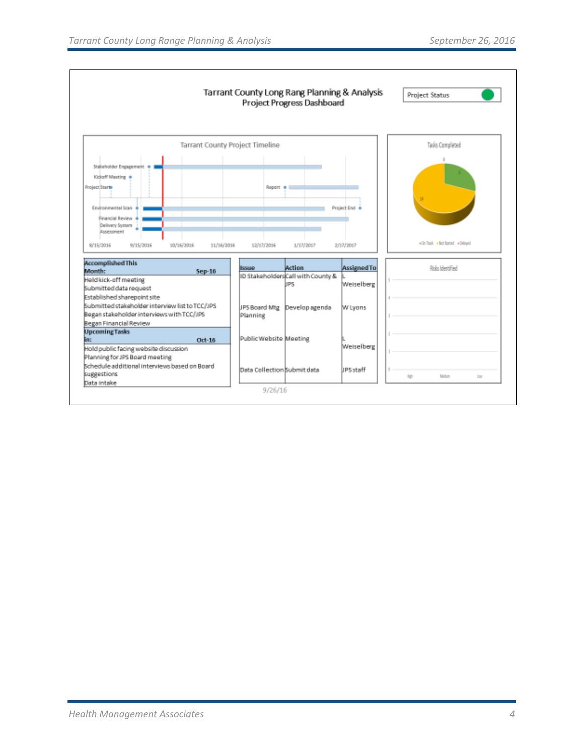Tarrant County Long Rang Planning & Analysis
Project Progress Dashboard

Project Status

Tarrant County Project Timeline

Stakeholder Engagement
Kickoff Meeting
Project Start
Report
Environmental Scan
Project End
Financial Review
Delivery System Assessment

8/15/2016
9/15/2016
10/16/2016
11/16/2016
12/17/2016
1/17/2017
2/17/2017

Tasks Completed

0
6
14

On Track
Not Started
Delayed

| Accomplished This Month: | Sep-16 |
|---|---|
| Held kick-off meeting | |
| Submitted data request | |
| Established sharepoint site | |
| Submitted stakeholder interview list to TCC/JPS | |
| Began stakeholder interviews with TCC/JPS | |
| Began Financial Review | |
| **Upcoming Tasks in:** | **Oct-16** |
| Hold public facing website discussion | |
| Planning for JPS Board meeting | |
| Schedule additional interviews based on Board suggestions | |
| Data intake | |

| Issue | Action | Assigned To |
|---|---|---|
| ID Stakeholders | Call with County & JPS | L Weiselberg |
| JPS Board Mtg Planning | Develop agenda | W Lyons |
| Public Website | Meeting | L Weiselberg |
| Data Collection | Submit data | JPS staff |

9/26/16

Risks Identified

5
4
3
2
1
0

High
Medium
Low